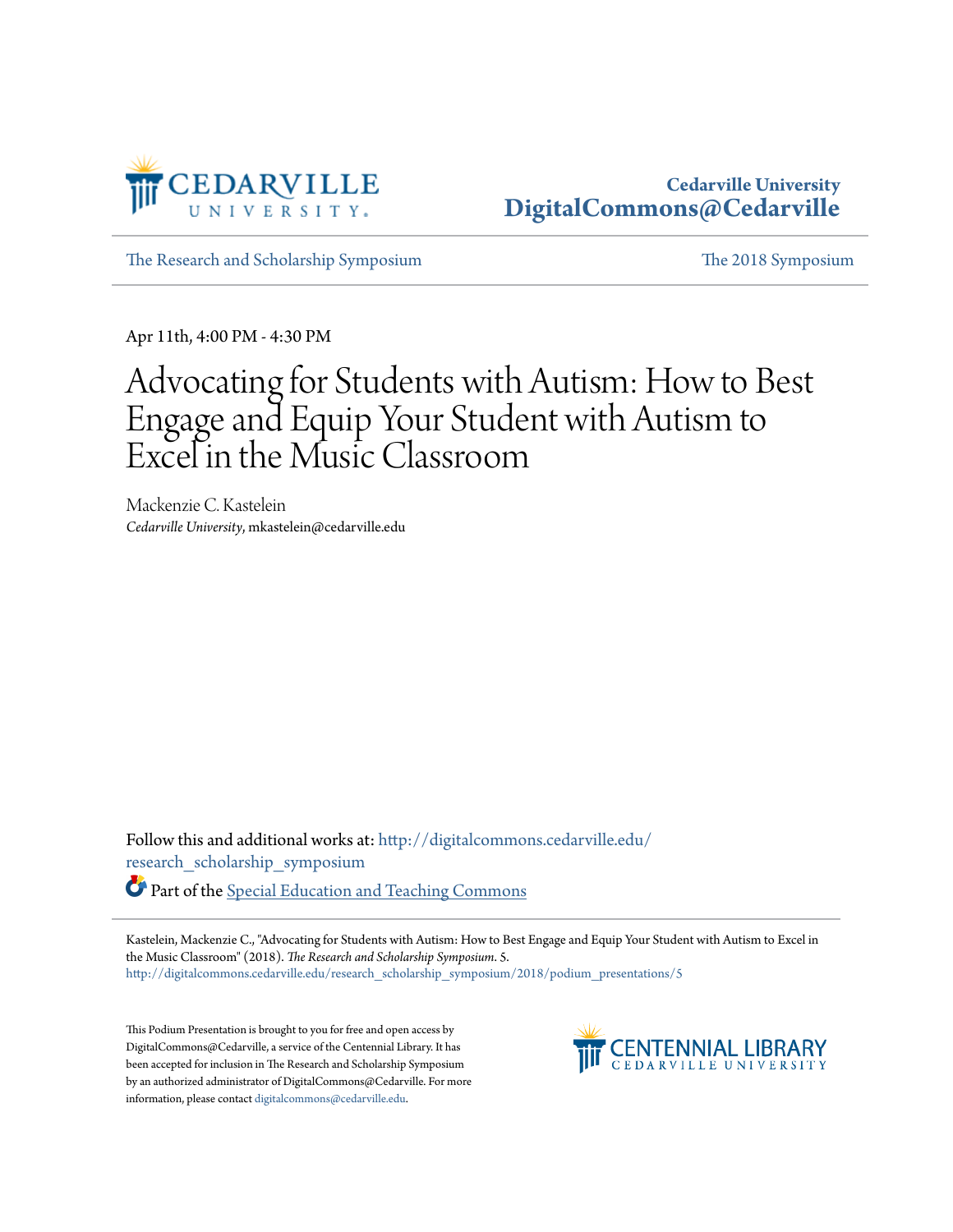Cedarville University
DigitalCommons@Cedarville

The Research and Scholarship Symposium | The 2018 Symposium

Apr 11th, 4:00 PM - 4:30 PM

# Advocating for Students with Autism: How to Best Engage and Equip Your Student with Autism to Excel in the Music Classroom

Mackenzie C. Kastelein
*Cedarville University*, mkastelein@cedarville.edu

Follow this and additional works at: http://digitalcommons.cedarville.edu/research_scholarship_symposium

Part of the Special Education and Teaching Commons

Kastelein, Mackenzie C., "Advocating for Students with Autism: How to Best Engage and Equip Your Student with Autism to Excel in the Music Classroom" (2018). *The Research and Scholarship Symposium*. 5.
http://digitalcommons.cedarville.edu/research_scholarship_symposium/2018/podium_presentations/5

This Podium Presentation is brought to you for free and open access by DigitalCommons@Cedarville, a service of the Centennial Library. It has been accepted for inclusion in The Research and Scholarship Symposium by an authorized administrator of DigitalCommons@Cedarville. For more information, please contact digitalcommons@cedarville.edu.

CENTENNIAL LIBRARY
CEDARVILLE UNIVERSITY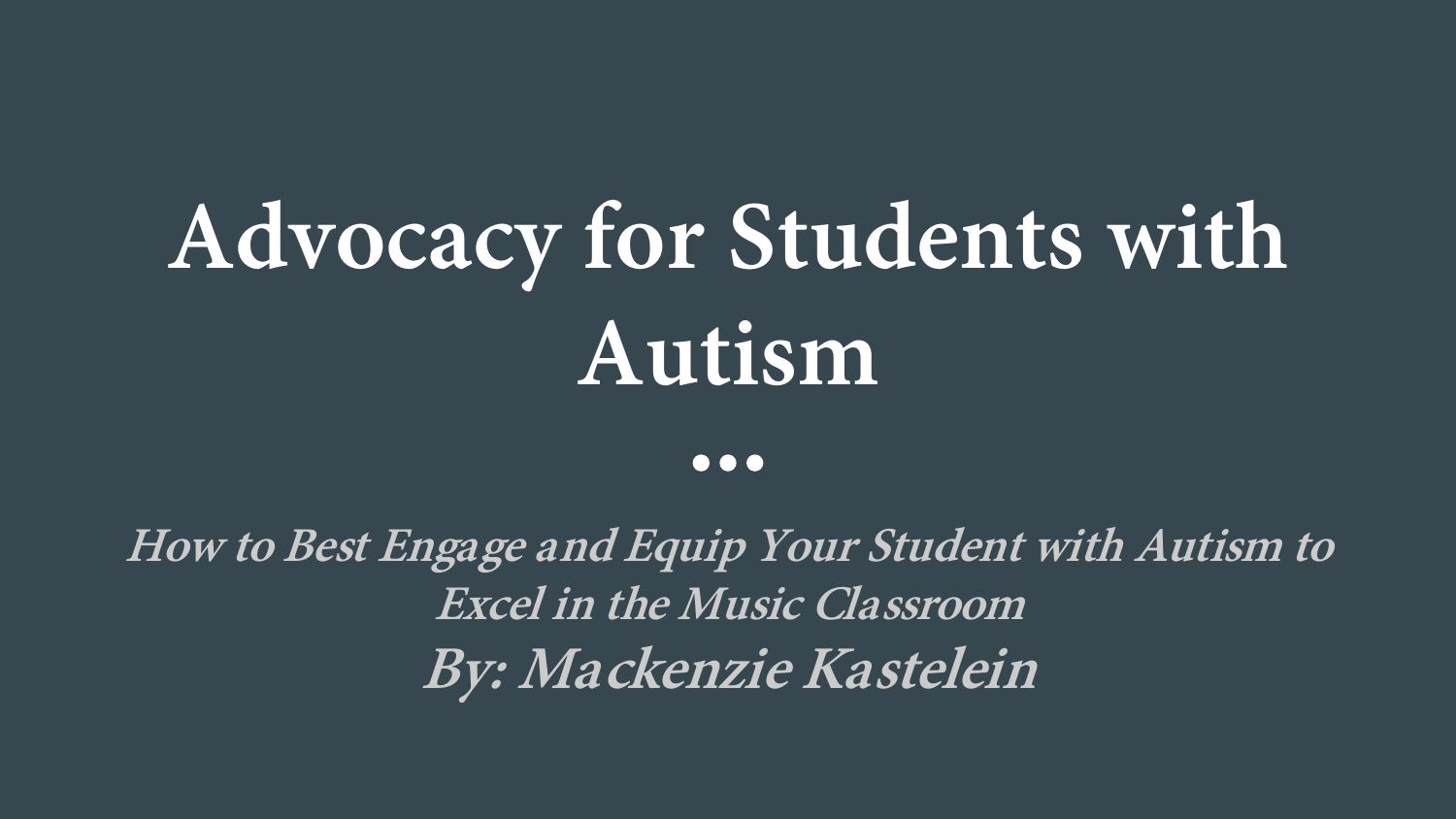# Advocacy for Students with Autism

...

***How to Best Engage and Equip Your Student with Autism to Excel in the Music Classroom***

***By: Mackenzie Kastelein***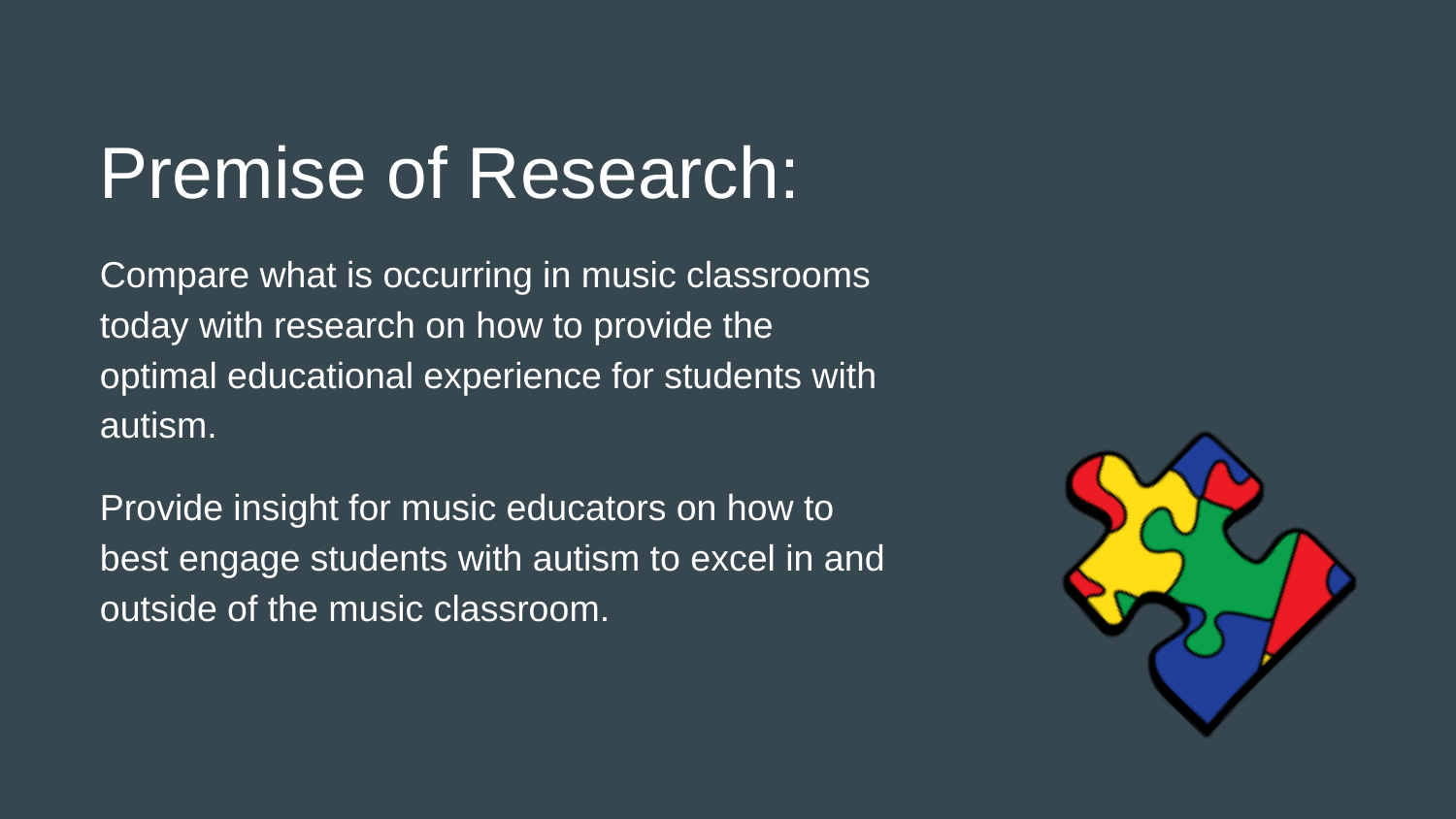# Premise of Research:

Compare what is occurring in music classrooms today with research on how to provide the optimal educational experience for students with autism.

Provide insight for music educators on how to best engage students with autism to excel in and outside of the music classroom.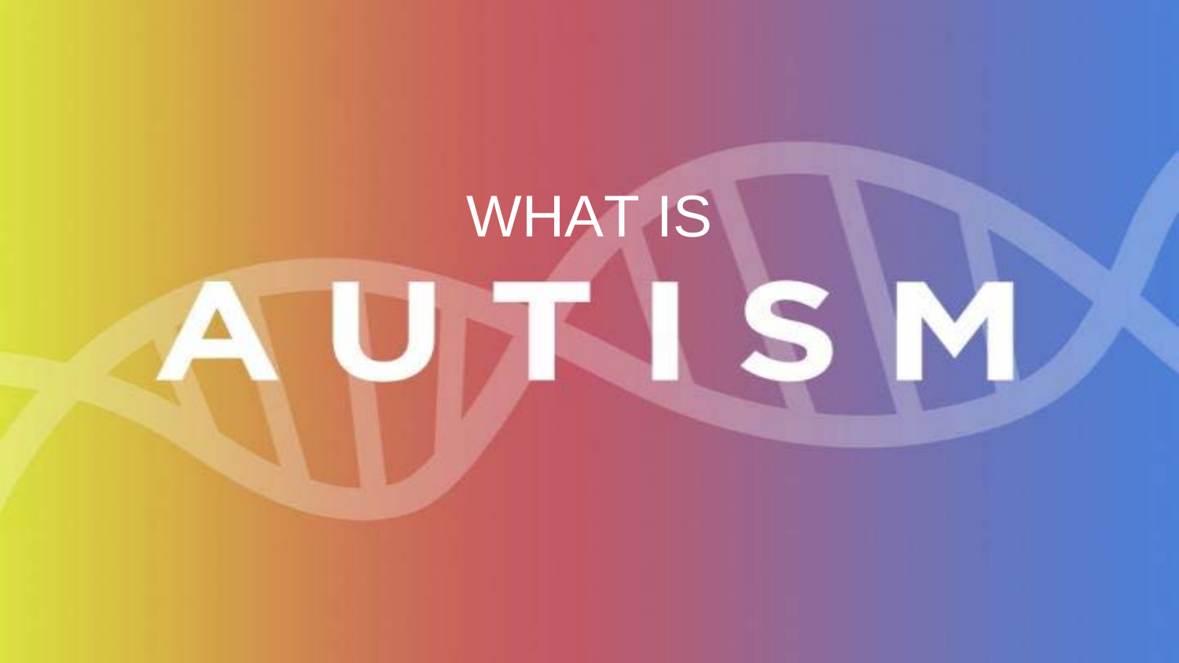WHAT IS

# AUTISM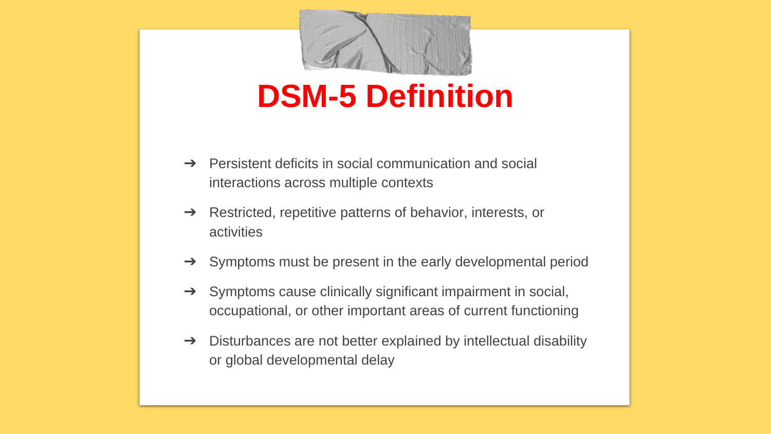# DSM-5 Definition

- Persistent deficits in social communication and social interactions across multiple contexts
- Restricted, repetitive patterns of behavior, interests, or activities
- Symptoms must be present in the early developmental period
- Symptoms cause clinically significant impairment in social, occupational, or other important areas of current functioning
- Disturbances are not better explained by intellectual disability or global developmental delay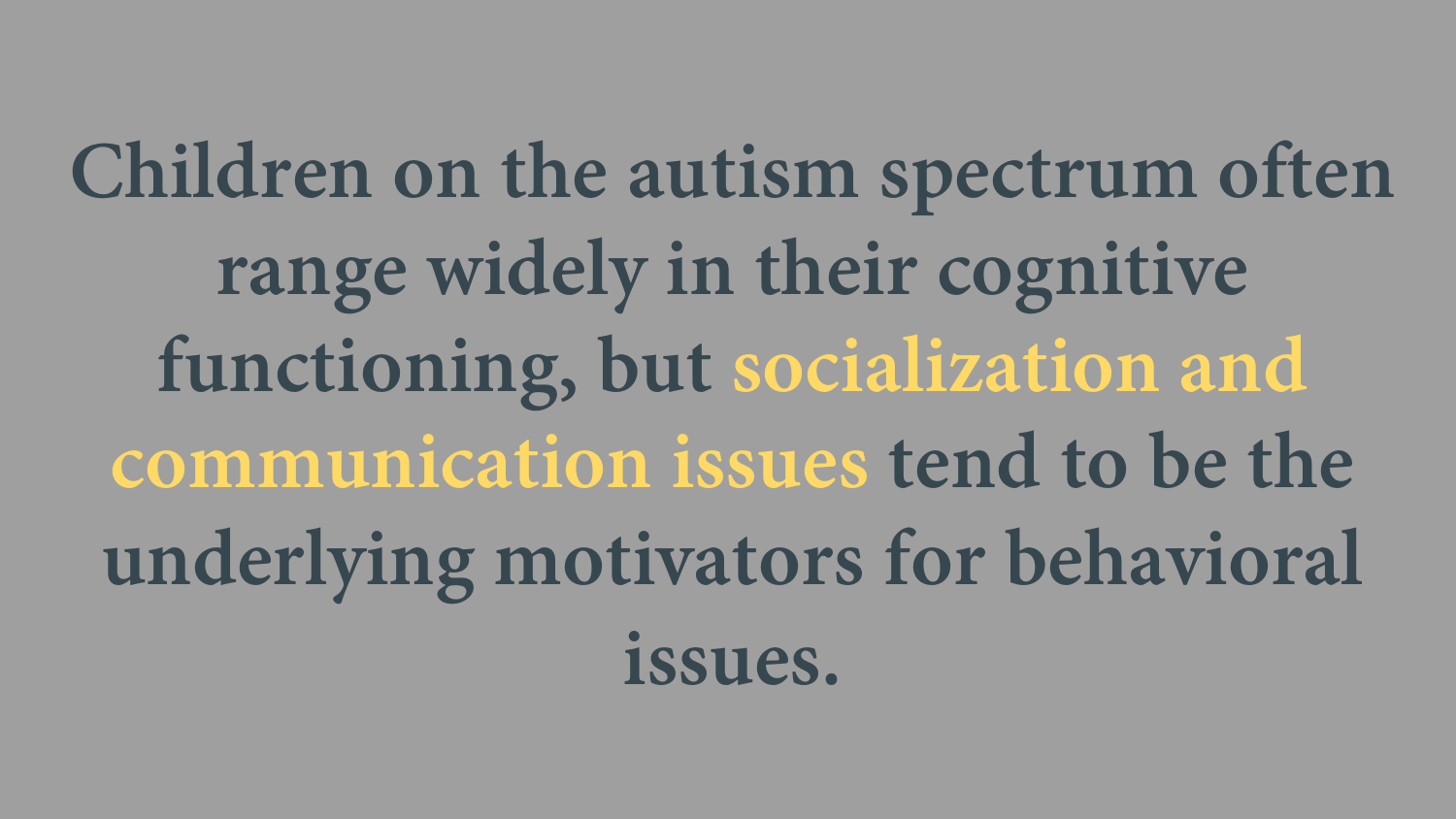**Children on the autism spectrum often range widely in their cognitive functioning, but socialization and communication issues tend to be the underlying motivators for behavioral issues.**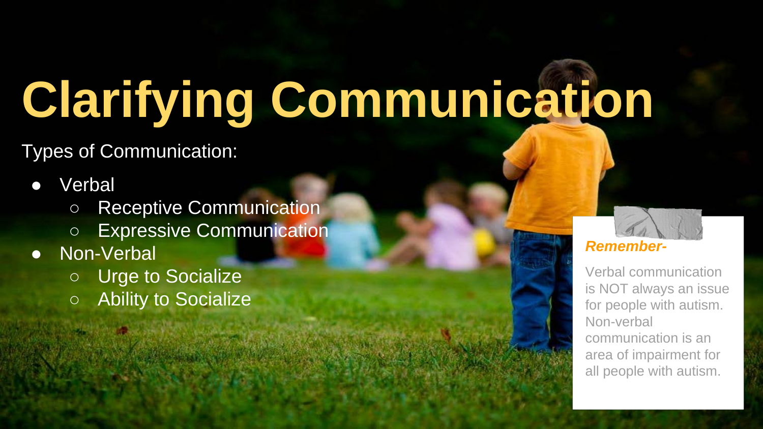# Clarifying Communication

Types of Communication:

- Verbal
  - Receptive Communication
  - Expressive Communication
- Non-Verbal
  - Urge to Socialize
  - Ability to Socialize

***Remember-***

Verbal communication is NOT always an issue for people with autism. Non-verbal communication is an area of impairment for all people with autism.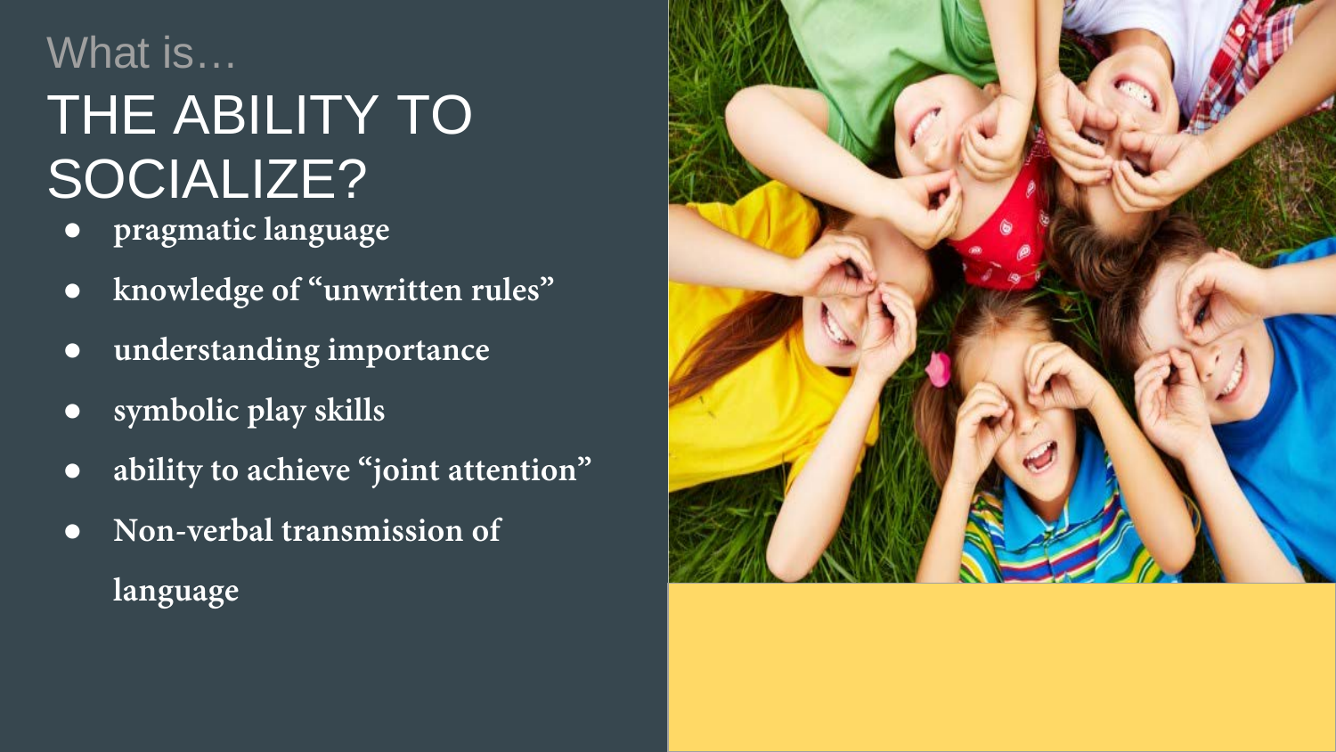What is…

# THE ABILITY TO SOCIALIZE?

- **pragmatic language**
- **knowledge of “unwritten rules”**
- **understanding importance**
- **symbolic play skills**
- **ability to achieve “joint attention”**
- **Non-verbal transmission of language**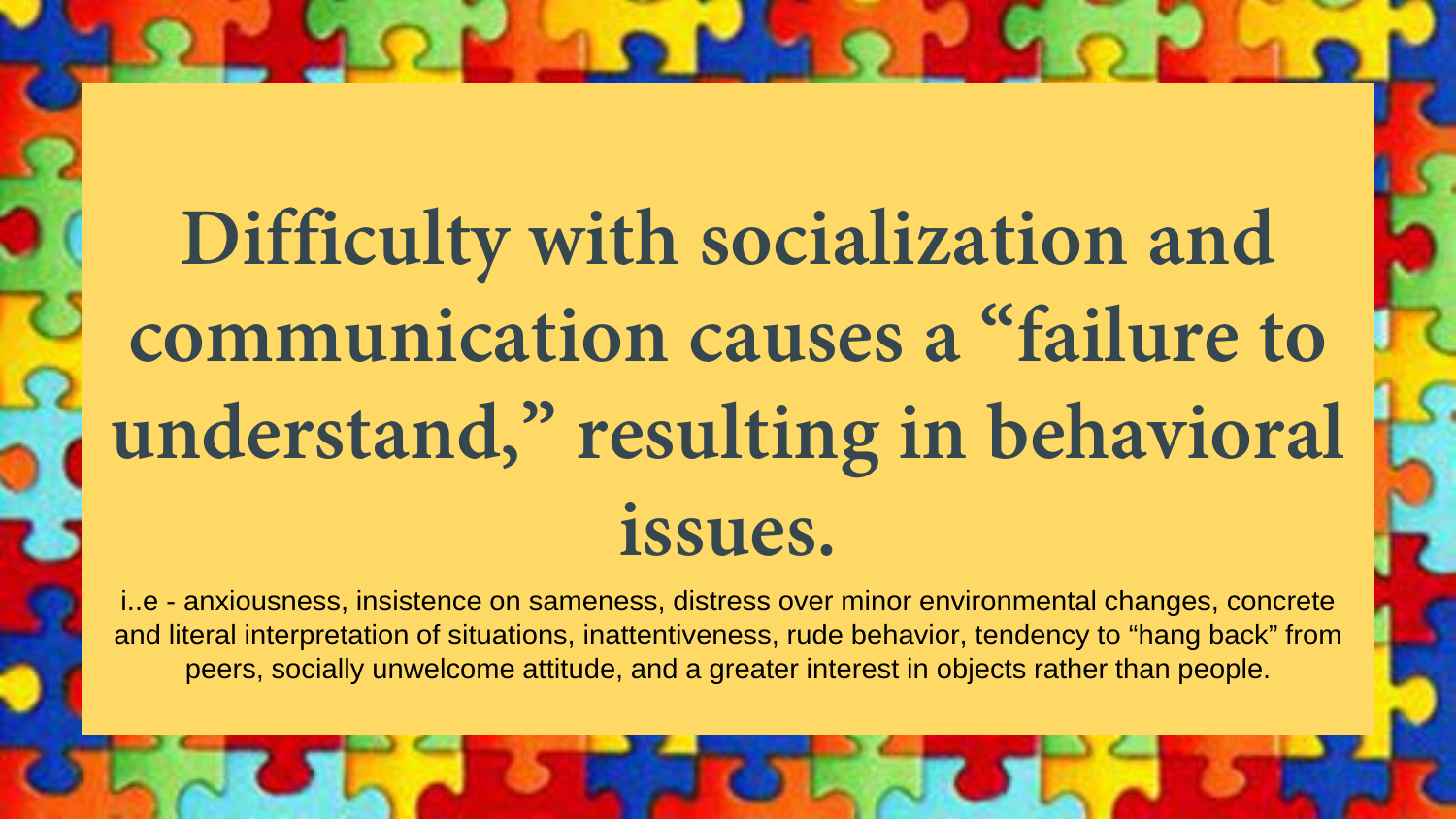# Difficulty with socialization and communication causes a "failure to understand," resulting in behavioral issues.

i..e - anxiousness, insistence on sameness, distress over minor environmental changes, concrete and literal interpretation of situations, inattentiveness, rude behavior, tendency to "hang back" from peers, socially unwelcome attitude, and a greater interest in objects rather than people.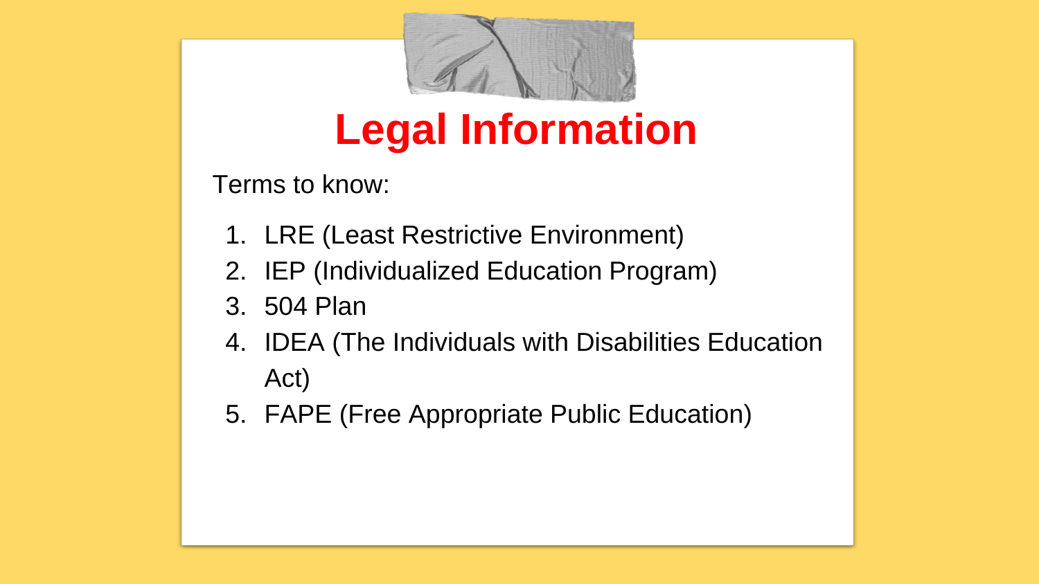# Legal Information

Terms to know:

1. LRE (Least Restrictive Environment)
2. IEP (Individualized Education Program)
3. 504 Plan
4. IDEA (The Individuals with Disabilities Education Act)
5. FAPE (Free Appropriate Public Education)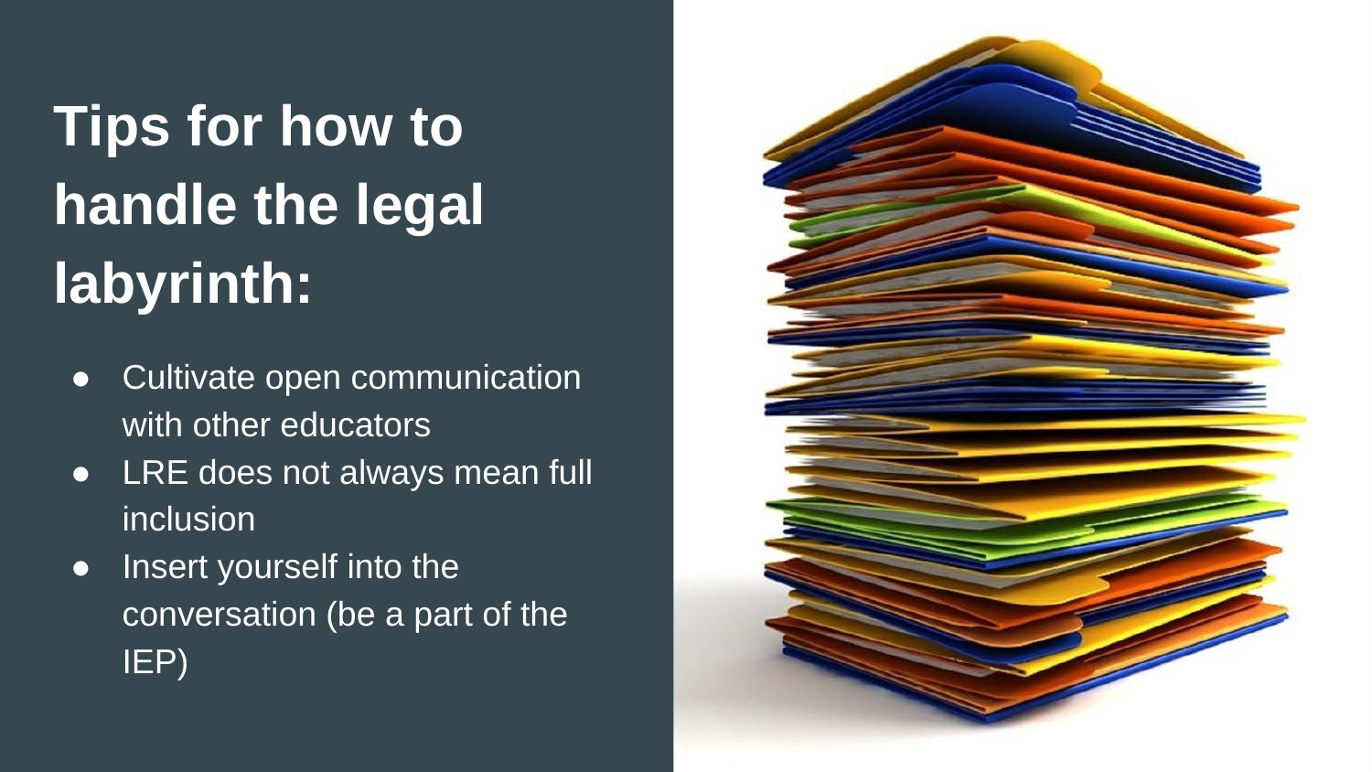# Tips for how to handle the legal labyrinth:

- Cultivate open communication with other educators
- LRE does not always mean full inclusion
- Insert yourself into the conversation (be a part of the IEP)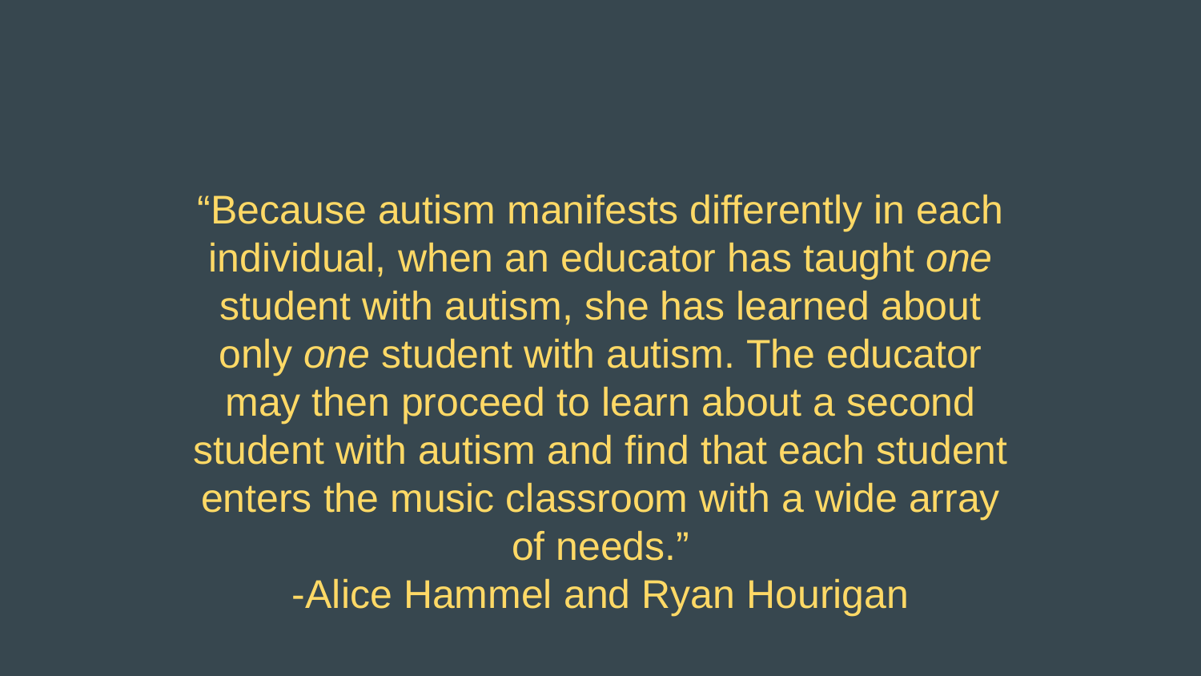"Because autism manifests differently in each individual, when an educator has taught *one* student with autism, she has learned about only *one* student with autism. The educator may then proceed to learn about a second student with autism and find that each student enters the music classroom with a wide array of needs."

-Alice Hammel and Ryan Hourigan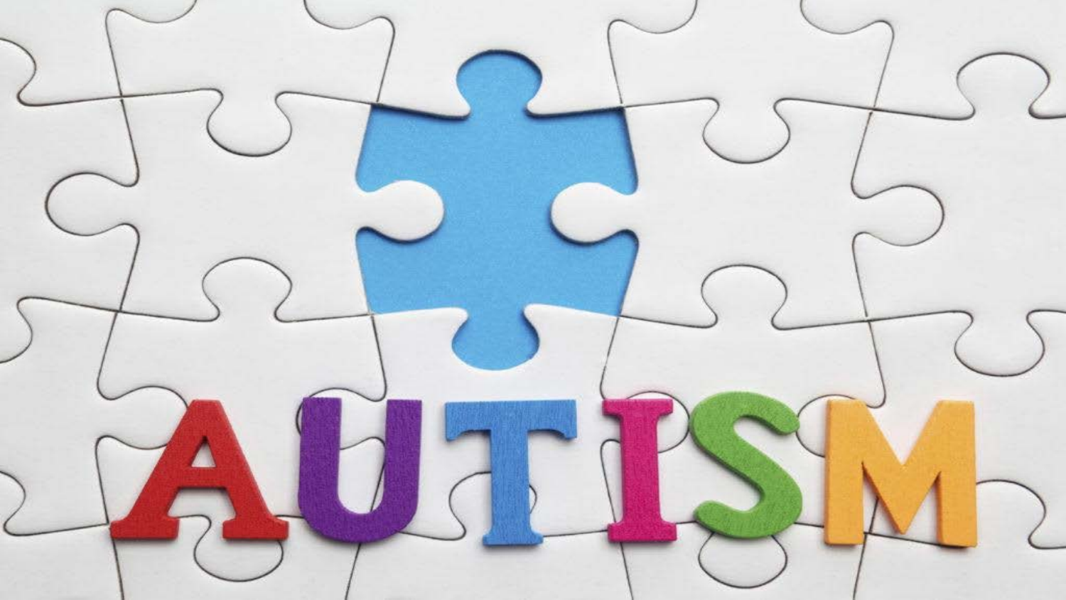AUTISM